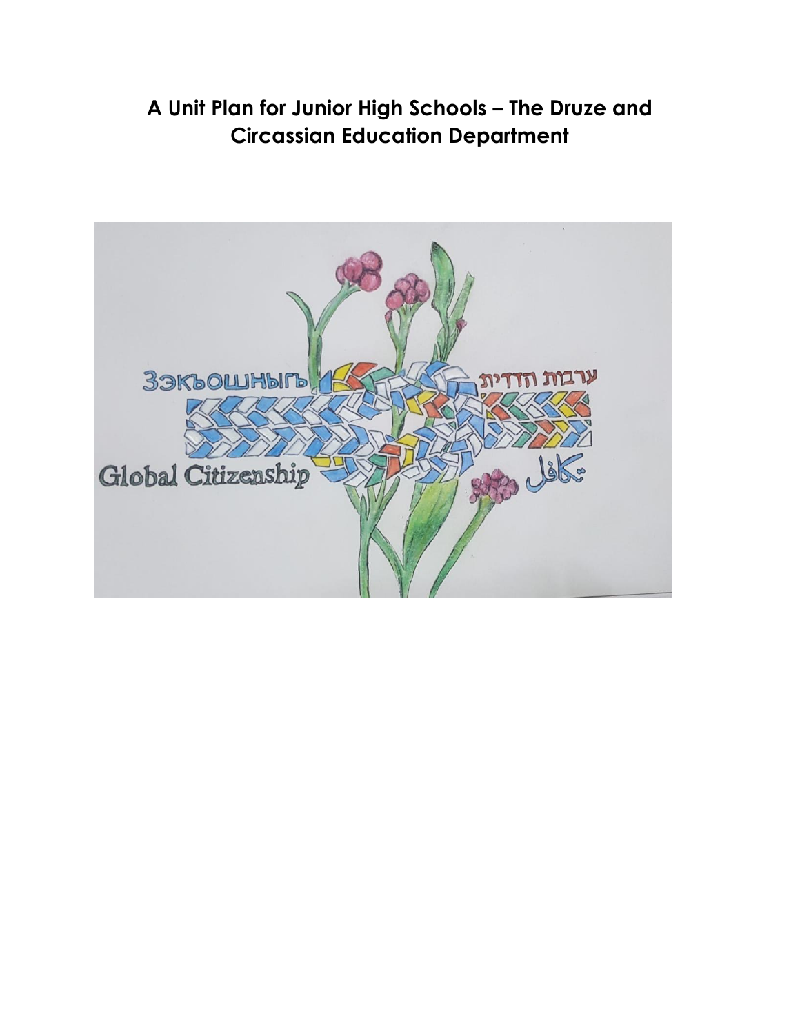# A Unit Plan for Junior High Schools – The Druze and Circassian Education Department

Зэкъошныгъ

ערבות הדדית

Global Citizenship

تكافل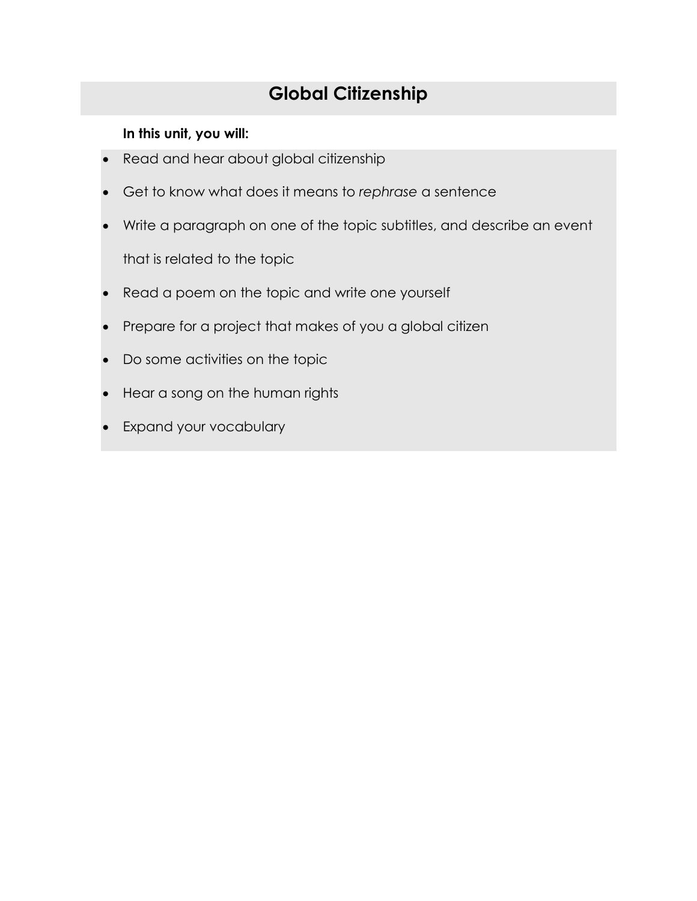# Global Citizenship

**In this unit, you will:**

- Read and hear about global citizenship
- Get to know what does it means to *rephrase* a sentence
- Write a paragraph on one of the topic subtitles, and describe an event that is related to the topic
- Read a poem on the topic and write one yourself
- Prepare for a project that makes of you a global citizen
- Do some activities on the topic
- Hear a song on the human rights
- Expand your vocabulary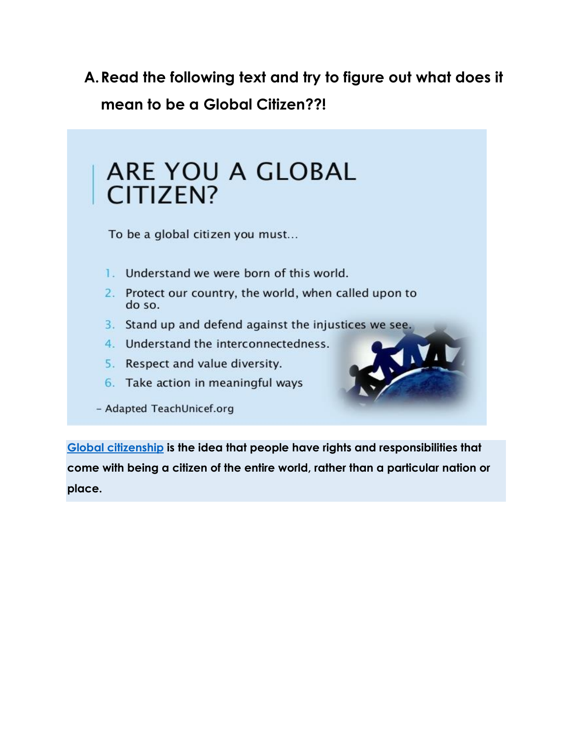**A. Read the following text and try to figure out what does it mean to be a Global Citizen??!**

# ARE YOU A GLOBAL CITIZEN?

To be a global citizen you must…

1. Understand we were born of this world.
2. Protect our country, the world, when called upon to do so.
3. Stand up and defend against the injustices we see.
4. Understand the interconnectedness.
5. Respect and value diversity.
6. Take action in meaningful ways

– Adapted TeachUnicef.org

**Global citizenship is the idea that people have rights and responsibilities that come with being a citizen of the entire world, rather than a particular nation or place.**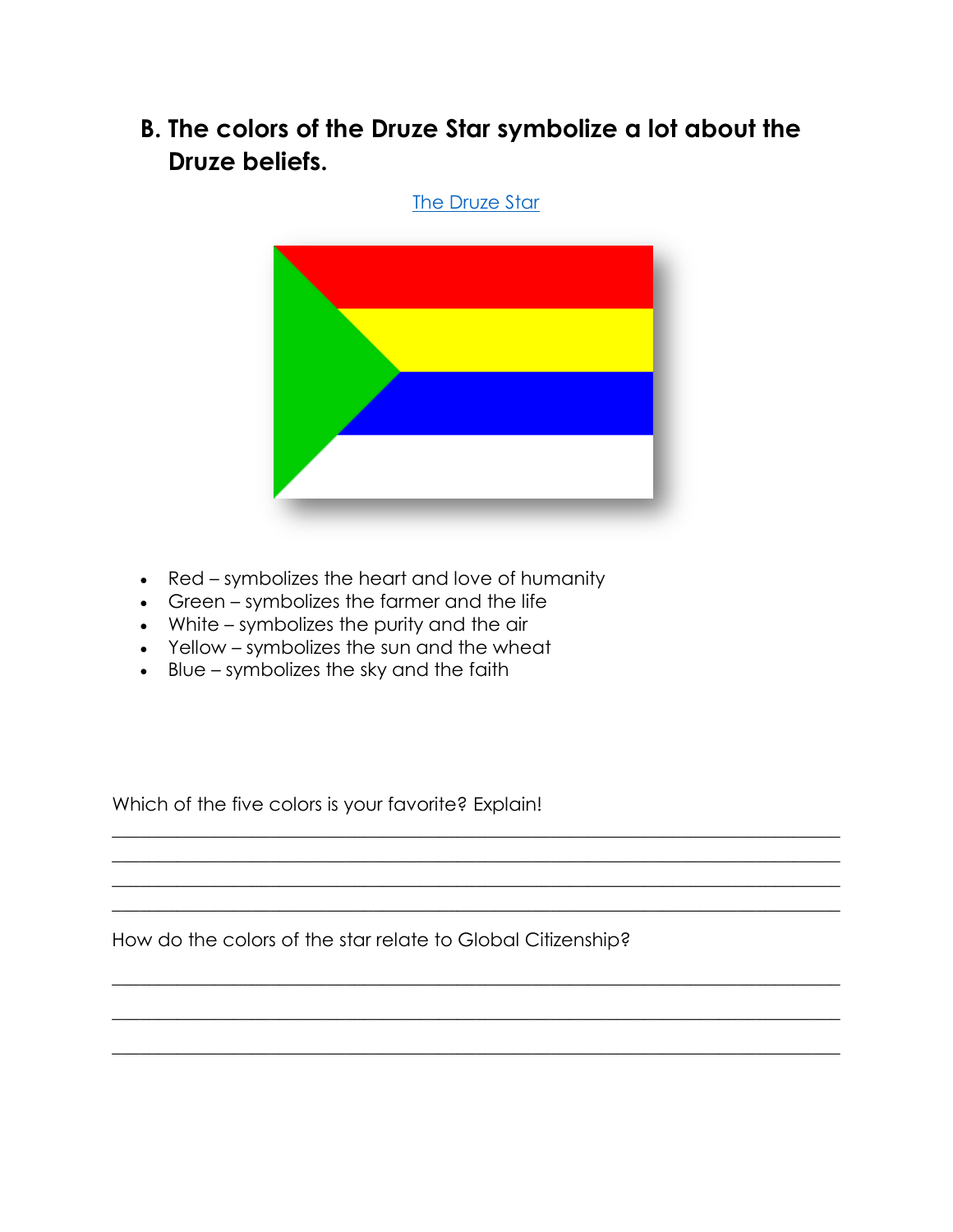## B. The colors of the Druze Star symbolize a lot about the Druze beliefs.

The Druze Star

- Red – symbolizes the heart and love of humanity
- Green – symbolizes the farmer and the life
- White – symbolizes the purity and the air
- Yellow – symbolizes the sun and the wheat
- Blue – symbolizes the sky and the faith

Which of the five colors is your favorite? Explain!

\_\_\_\_\_\_\_\_\_\_\_\_\_\_\_\_\_\_\_\_\_\_\_\_\_\_\_\_\_\_\_\_\_\_\_\_\_\_\_\_\_\_\_\_\_\_\_\_\_\_\_\_\_\_\_\_\_\_\_\_\_\_\_\_\_\_\_\_\_\_\_\_\_\_\_\_

\_\_\_\_\_\_\_\_\_\_\_\_\_\_\_\_\_\_\_\_\_\_\_\_\_\_\_\_\_\_\_\_\_\_\_\_\_\_\_\_\_\_\_\_\_\_\_\_\_\_\_\_\_\_\_\_\_\_\_\_\_\_\_\_\_\_\_\_\_\_\_\_\_\_\_\_

\_\_\_\_\_\_\_\_\_\_\_\_\_\_\_\_\_\_\_\_\_\_\_\_\_\_\_\_\_\_\_\_\_\_\_\_\_\_\_\_\_\_\_\_\_\_\_\_\_\_\_\_\_\_\_\_\_\_\_\_\_\_\_\_\_\_\_\_\_\_\_\_\_\_\_\_

\_\_\_\_\_\_\_\_\_\_\_\_\_\_\_\_\_\_\_\_\_\_\_\_\_\_\_\_\_\_\_\_\_\_\_\_\_\_\_\_\_\_\_\_\_\_\_\_\_\_\_\_\_\_\_\_\_\_\_\_\_\_\_\_\_\_\_\_\_\_\_\_\_\_\_\_

How do the colors of the star relate to Global Citizenship?

\_\_\_\_\_\_\_\_\_\_\_\_\_\_\_\_\_\_\_\_\_\_\_\_\_\_\_\_\_\_\_\_\_\_\_\_\_\_\_\_\_\_\_\_\_\_\_\_\_\_\_\_\_\_\_\_\_\_\_\_\_\_\_\_\_\_\_\_\_\_\_\_\_\_\_\_

\_\_\_\_\_\_\_\_\_\_\_\_\_\_\_\_\_\_\_\_\_\_\_\_\_\_\_\_\_\_\_\_\_\_\_\_\_\_\_\_\_\_\_\_\_\_\_\_\_\_\_\_\_\_\_\_\_\_\_\_\_\_\_\_\_\_\_\_\_\_\_\_\_\_\_\_

\_\_\_\_\_\_\_\_\_\_\_\_\_\_\_\_\_\_\_\_\_\_\_\_\_\_\_\_\_\_\_\_\_\_\_\_\_\_\_\_\_\_\_\_\_\_\_\_\_\_\_\_\_\_\_\_\_\_\_\_\_\_\_\_\_\_\_\_\_\_\_\_\_\_\_\_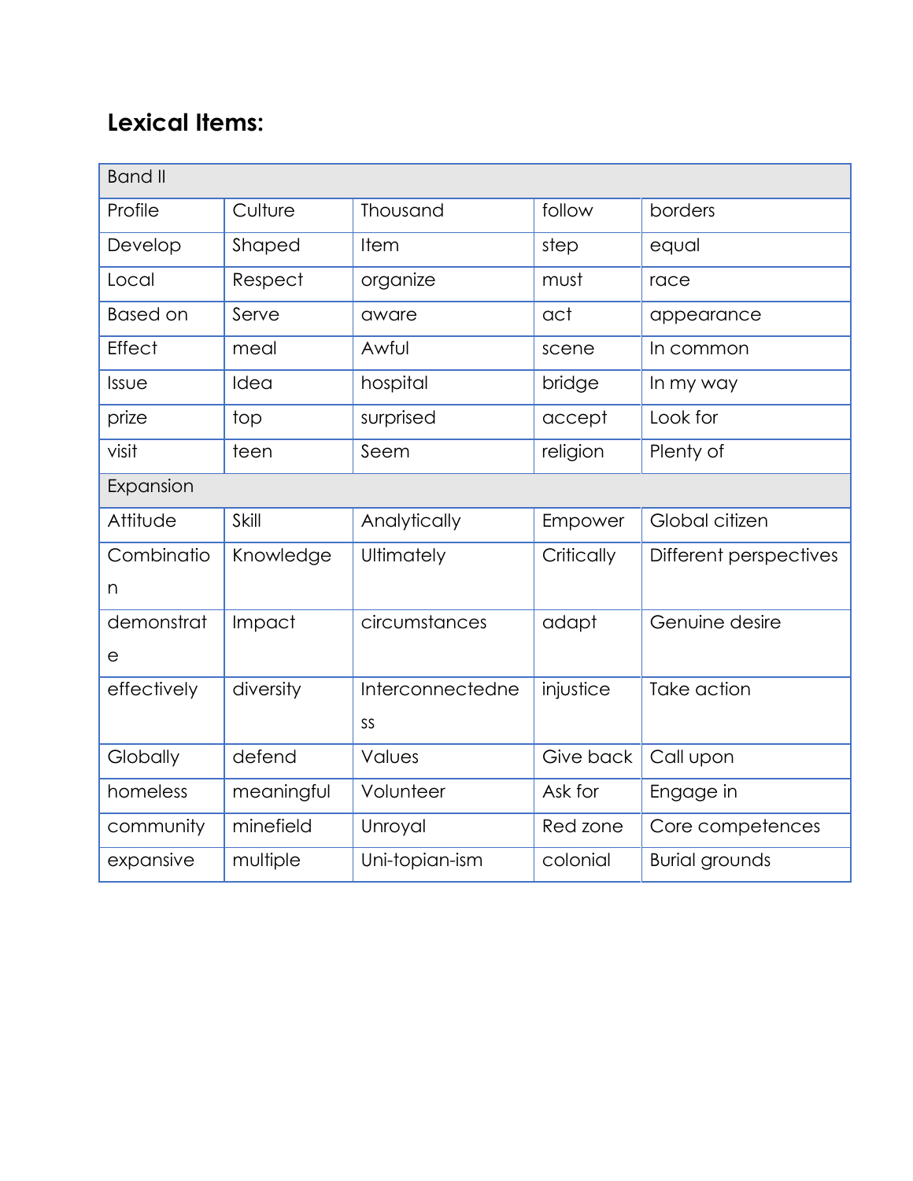## Lexical Items:

| Band II | | | | |
|---|---|---|---|---|
| Profile | Culture | Thousand | follow | borders |
| Develop | Shaped | Item | step | equal |
| Local | Respect | organize | must | race |
| Based on | Serve | aware | act | appearance |
| Effect | meal | Awful | scene | In common |
| Issue | Idea | hospital | bridge | In my way |
| prize | top | surprised | accept | Look for |
| visit | teen | Seem | religion | Plenty of |
| Expansion | | | | |
| Attitude | Skill | Analytically | Empower | Global citizen |
| Combination | Knowledge | Ultimately | Critically | Different perspectives |
| demonstrate | Impact | circumstances | adapt | Genuine desire |
| effectively | diversity | Interconnectedness | injustice | Take action |
| Globally | defend | Values | Give back | Call upon |
| homeless | meaningful | Volunteer | Ask for | Engage in |
| community | minefield | Unroyal | Red zone | Core competences |
| expansive | multiple | Uni-topian-ism | colonial | Burial grounds |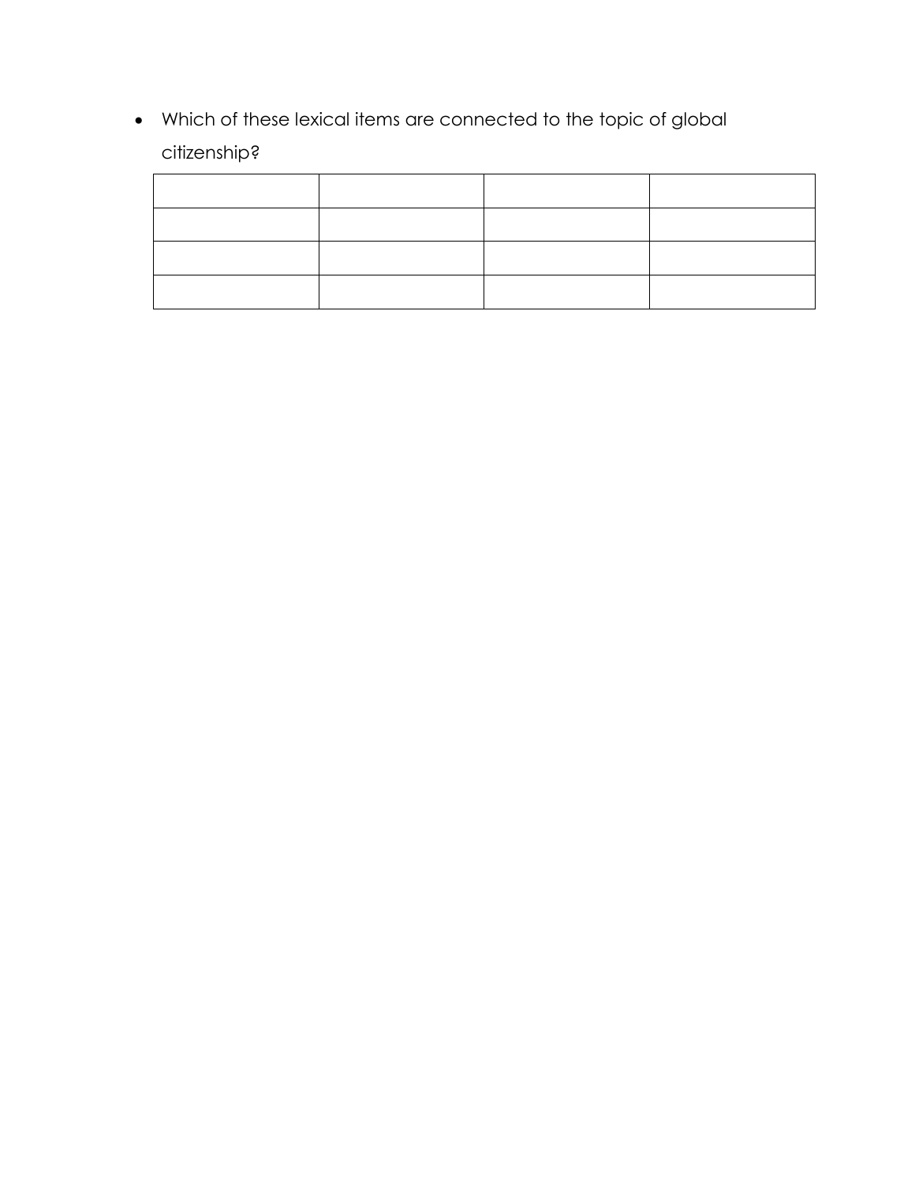- Which of these lexical items are connected to the topic of global citizenship?

| | | | |
|---|---|---|---|
| | | | |
| | | | |
| | | | |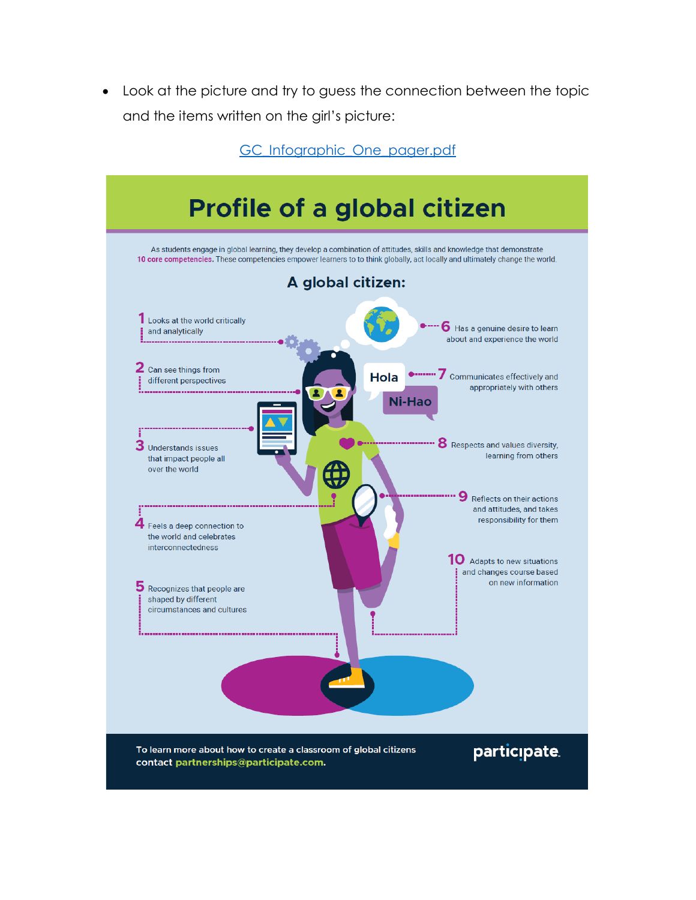- Look at the picture and try to guess the connection between the topic and the items written on the girl's picture:

[GC_Infographic_One_pager.pdf](GC_Infographic_One_pager.pdf)

# Profile of a global citizen

As students engage in global learning, they develop a combination of attitudes, skills and knowledge that demonstrate **10 core competencies**. These competencies empower learners to to think globally, act locally and ultimately change the world.

## A global citizen:

1. Looks at the world critically and analytically
2. Can see things from different perspectives
3. Understands issues that impact people all over the world
4. Feels a deep connection to the world and celebrates interconnectedness
5. Recognizes that people are shaped by different circumstances and cultures
6. Has a genuine desire to learn about and experience the world
7. Communicates effectively and appropriately with others
8. Respects and values diversity, learning from others
9. Reflects on their actions and attitudes, and takes responsibility for them
10. Adapts to new situations and changes course based on new information

Hola

Ni-Hao

To learn more about how to create a classroom of global citizens contact **partnerships@participate.com**.

participate.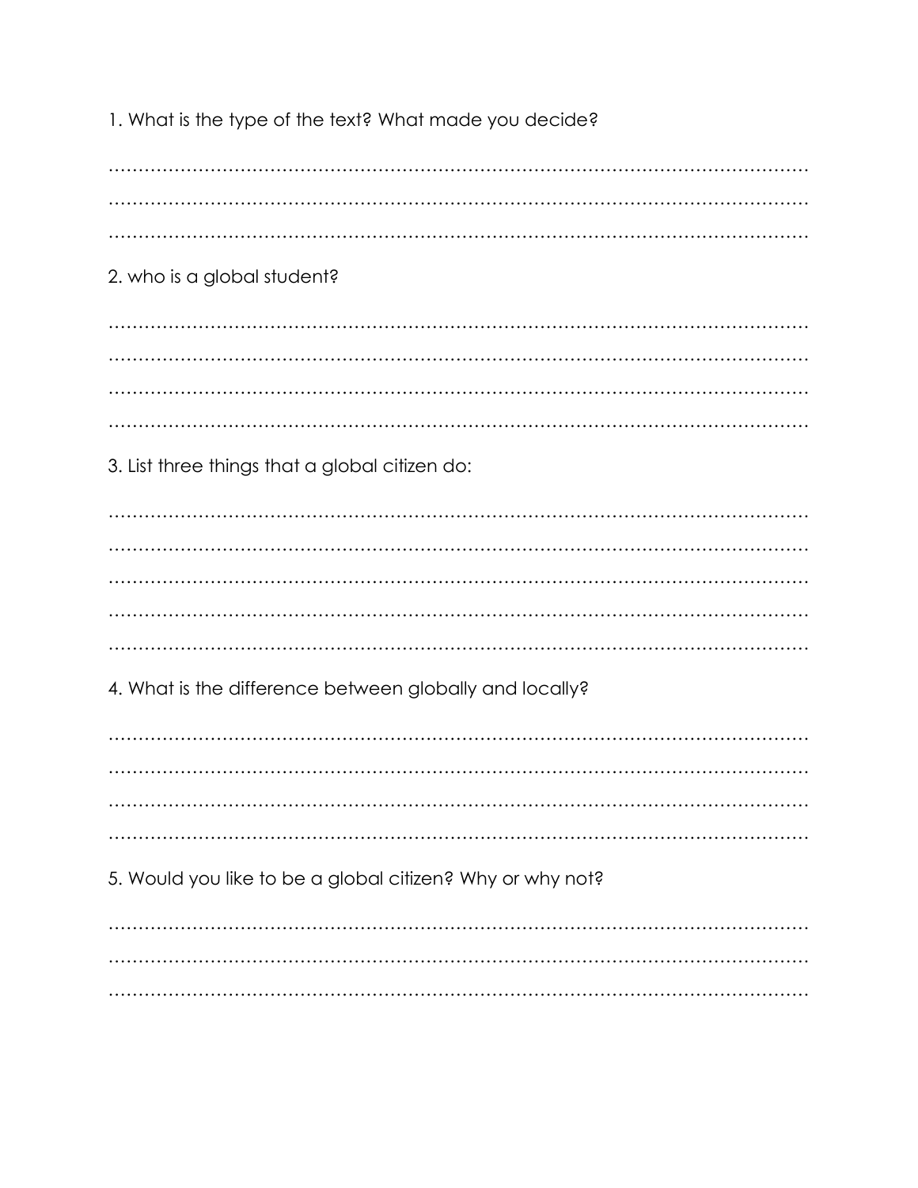1. What is the type of the text? What made you decide?

…………………………………………………………………………………………………………
…………………………………………………………………………………………………………
…………………………………………………………………………………………………………

2. who is a global student?

…………………………………………………………………………………………………………
…………………………………………………………………………………………………………
…………………………………………………………………………………………………………
…………………………………………………………………………………………………………

3. List three things that a global citizen do:

…………………………………………………………………………………………………………
…………………………………………………………………………………………………………
…………………………………………………………………………………………………………
…………………………………………………………………………………………………………
…………………………………………………………………………………………………………

4. What is the difference between globally and locally?

…………………………………………………………………………………………………………
…………………………………………………………………………………………………………
…………………………………………………………………………………………………………
…………………………………………………………………………………………………………

5. Would you like to be a global citizen? Why or why not?

…………………………………………………………………………………………………………
…………………………………………………………………………………………………………
…………………………………………………………………………………………………………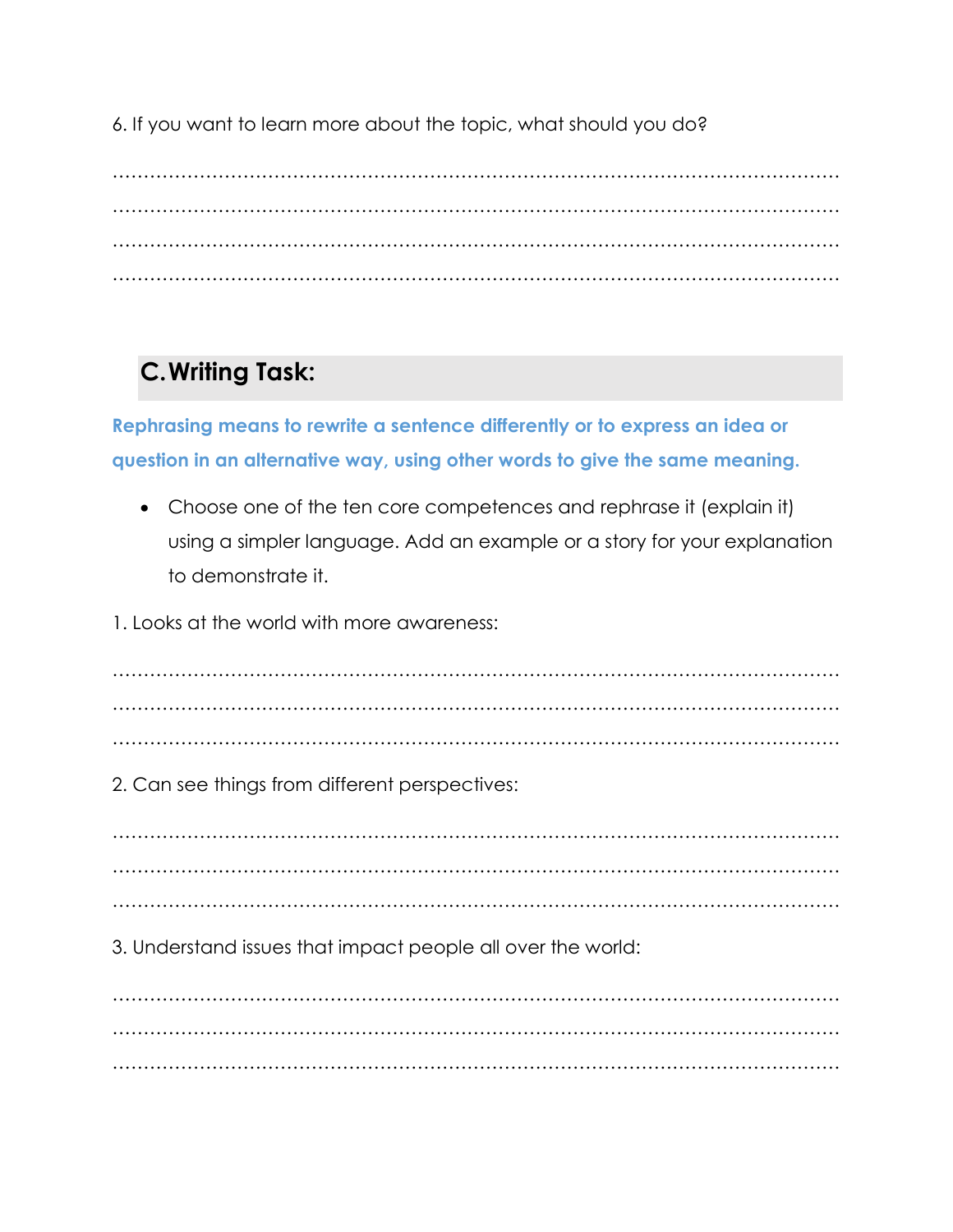6. If you want to learn more about the topic, what should you do?

……………………………………………………………………………………………………………
……………………………………………………………………………………………………………
……………………………………………………………………………………………………………
……………………………………………………………………………………………………………

## C. Writing Task:

**Rephrasing means to rewrite a sentence differently or to express an idea or question in an alternative way, using other words to give the same meaning.**

- Choose one of the ten core competences and rephrase it (explain it) using a simpler language. Add an example or a story for your explanation to demonstrate it.

1. Looks at the world with more awareness:

……………………………………………………………………………………………………………
……………………………………………………………………………………………………………
……………………………………………………………………………………………………………

2. Can see things from different perspectives:

……………………………………………………………………………………………………………
……………………………………………………………………………………………………………
……………………………………………………………………………………………………………

3. Understand issues that impact people all over the world:

……………………………………………………………………………………………………………
……………………………………………………………………………………………………………
……………………………………………………………………………………………………………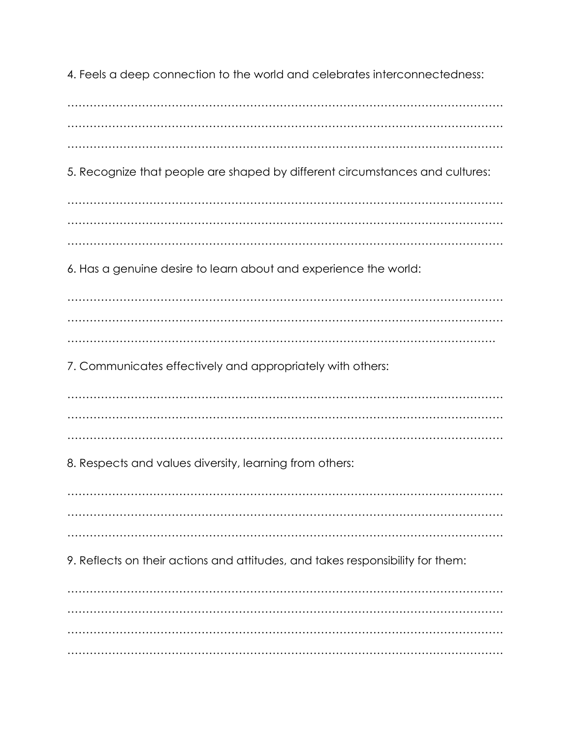4. Feels a deep connection to the world and celebrates interconnectedness:

……………………………………………………………………………………………………………
……………………………………………………………………………………………………………
……………………………………………………………………………………………………………

5. Recognize that people are shaped by different circumstances and cultures:

……………………………………………………………………………………………………………
……………………………………………………………………………………………………………
……………………………………………………………………………………………………………

6. Has a genuine desire to learn about and experience the world:

……………………………………………………………………………………………………………
……………………………………………………………………………………………………………
…………………………………………………………………………………………………………

7. Communicates effectively and appropriately with others:

……………………………………………………………………………………………………………
……………………………………………………………………………………………………………
……………………………………………………………………………………………………………

8. Respects and values diversity, learning from others:

……………………………………………………………………………………………………………
……………………………………………………………………………………………………………
……………………………………………………………………………………………………………

9. Reflects on their actions and attitudes, and takes responsibility for them:

……………………………………………………………………………………………………………
……………………………………………………………………………………………………………
……………………………………………………………………………………………………………
……………………………………………………………………………………………………………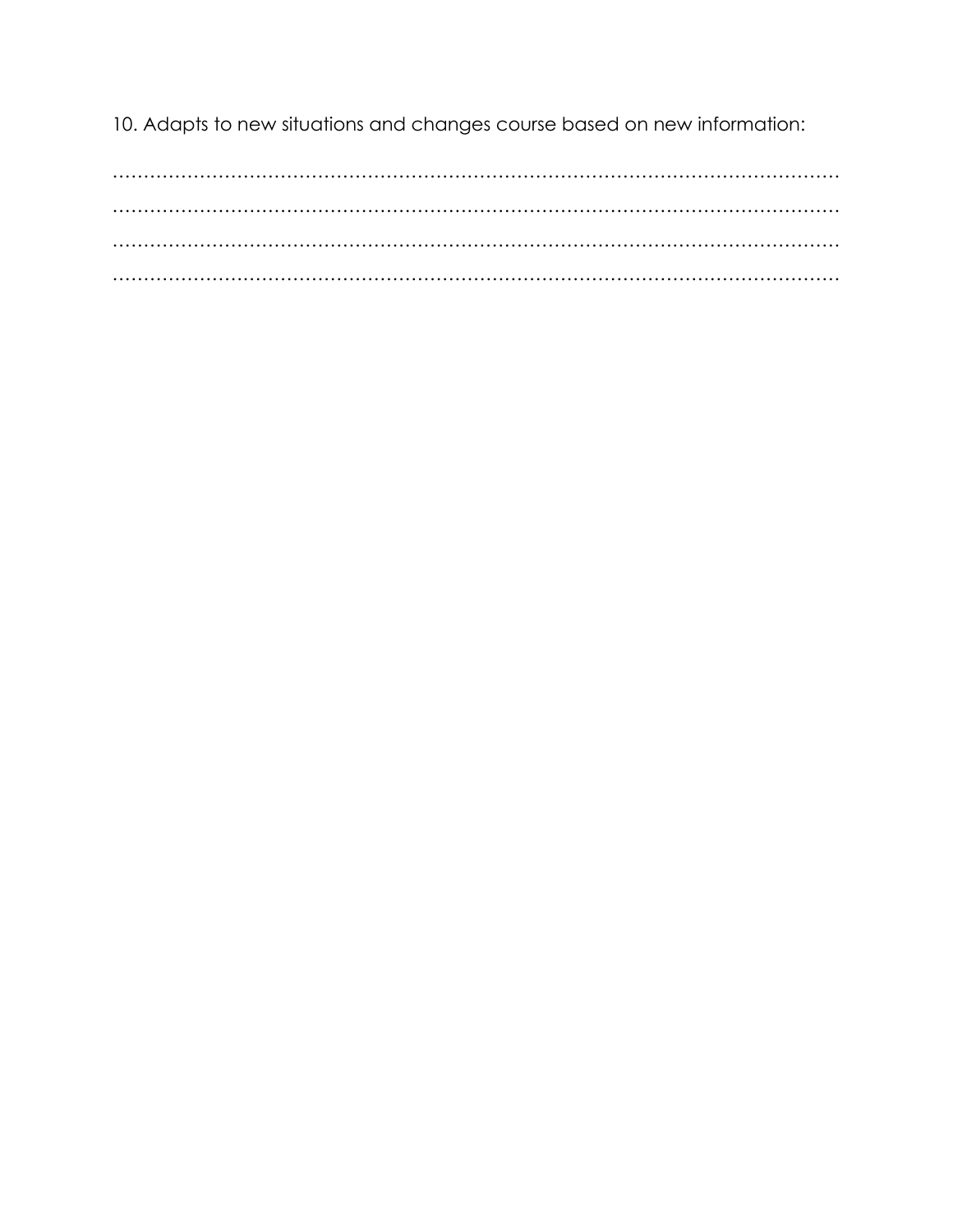10. Adapts to new situations and changes course based on new information:

…………………………………………………………………………………………………………

…………………………………………………………………………………………………………

…………………………………………………………………………………………………………

…………………………………………………………………………………………………………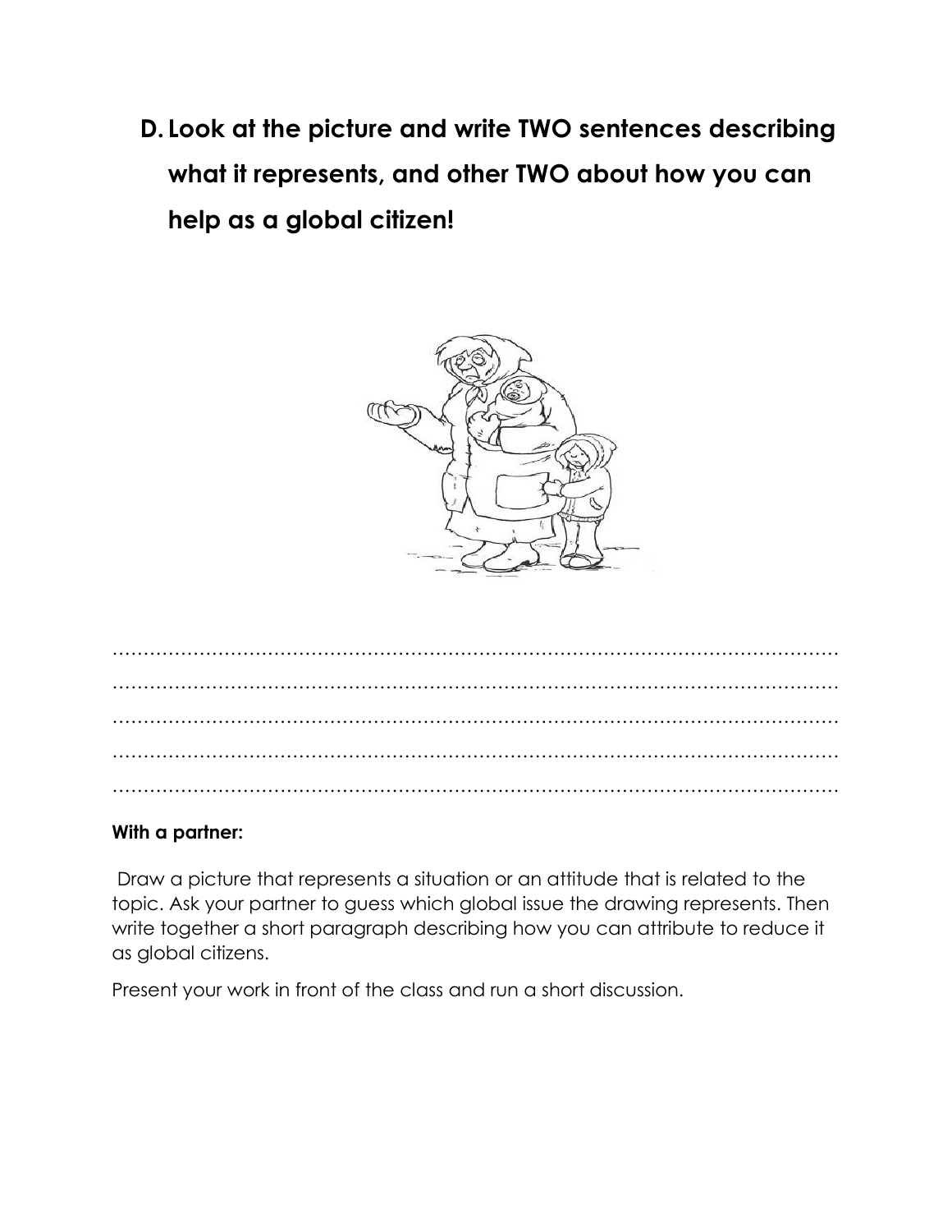**D. Look at the picture and write TWO sentences describing what it represents, and other TWO about how you can help as a global citizen!**

…………………………………………………………………………………………………………
…………………………………………………………………………………………………………
…………………………………………………………………………………………………………
…………………………………………………………………………………………………………
…………………………………………………………………………………………………………

**With a partner:**

Draw a picture that represents a situation or an attitude that is related to the topic. Ask your partner to guess which global issue the drawing represents. Then write together a short paragraph describing how you can attribute to reduce it as global citizens.

Present your work in front of the class and run a short discussion.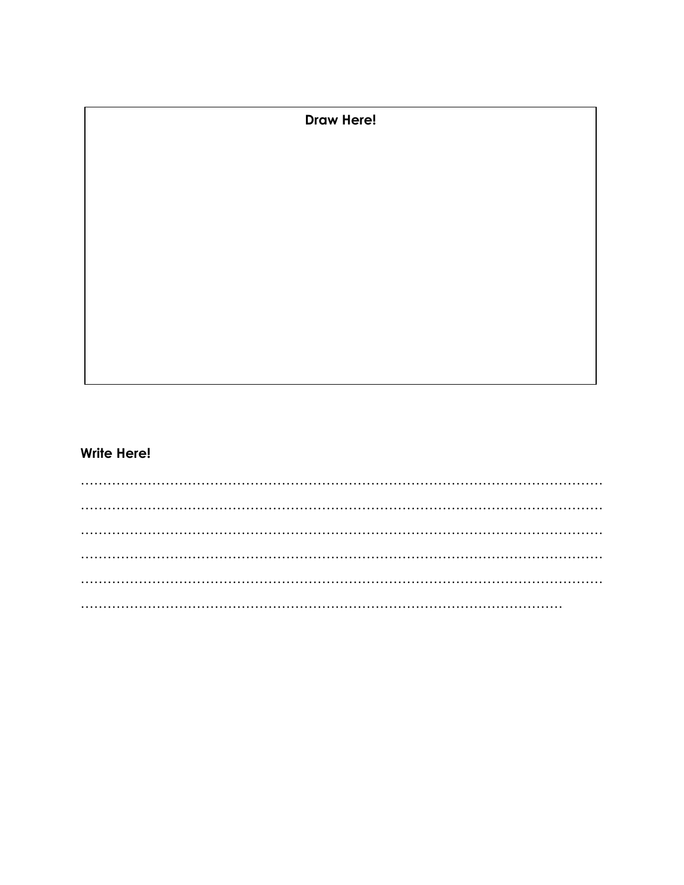**Draw Here!**

**Write Here!**

…………………………………………………………………………………………………………

…………………………………………………………………………………………………………

…………………………………………………………………………………………………………

…………………………………………………………………………………………………………

…………………………………………………………………………………………………………

………………………………………………………………………………………………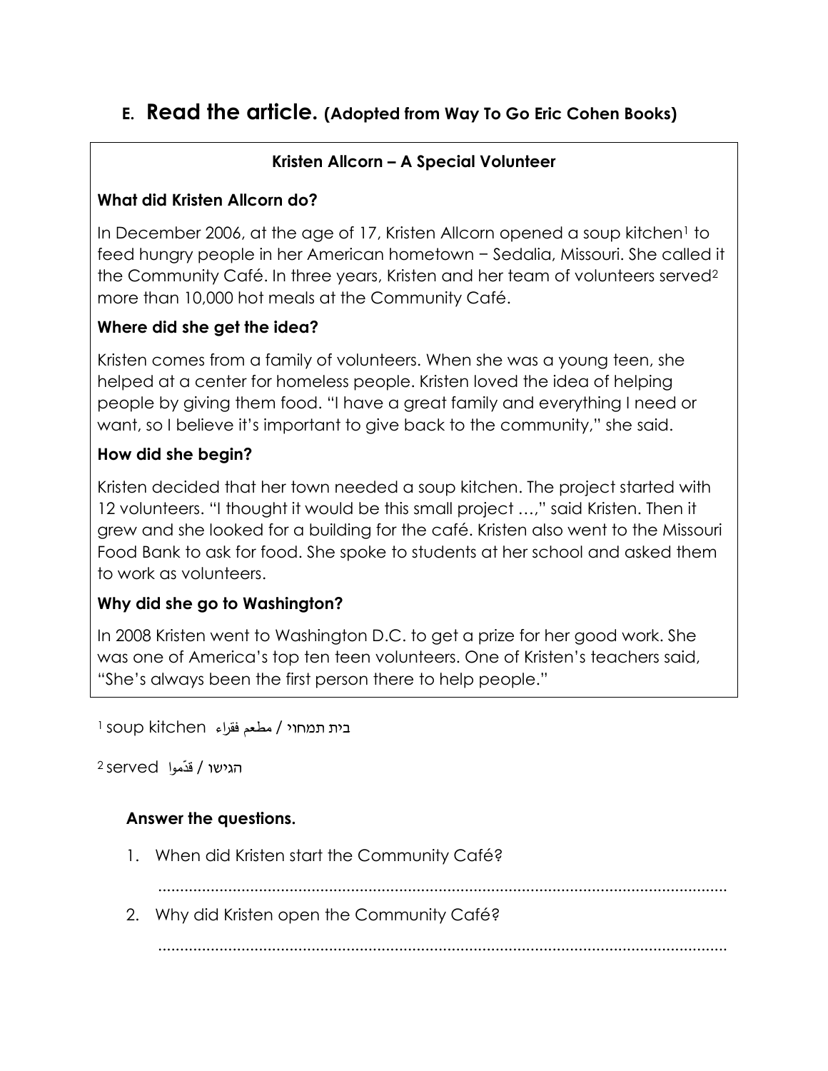## E. Read the article. (Adopted from Way To Go Eric Cohen Books)

**Kristen Allcorn – A Special Volunteer**

**What did Kristen Allcorn do?**

In December 2006, at the age of 17, Kristen Allcorn opened a soup kitchen[1] to feed hungry people in her American hometown − Sedalia, Missouri. She called it the Community Café. In three years, Kristen and her team of volunteers served[2] more than 10,000 hot meals at the Community Café.

**Where did she get the idea?**

Kristen comes from a family of volunteers. When she was a young teen, she helped at a center for homeless people. Kristen loved the idea of helping people by giving them food. "I have a great family and everything I need or want, so I believe it's important to give back to the community," she said.

**How did she begin?**

Kristen decided that her town needed a soup kitchen. The project started with 12 volunteers. "I thought it would be this small project …," said Kristen. Then it grew and she looked for a building for the café. Kristen also went to the Missouri Food Bank to ask for food. She spoke to students at her school and asked them to work as volunteers.

**Why did she go to Washington?**

In 2008 Kristen went to Washington D.C. to get a prize for her good work. She was one of America's top ten teen volunteers. One of Kristen's teachers said, "She's always been the first person there to help people."

[1] soup kitchen בית תמחוי / مطعم فقراء

[2] served הגישו / قدّموا

**Answer the questions.**

1. When did Kristen start the Community Café?

 ..............................................................................................................................

2. Why did Kristen open the Community Café?

 ..............................................................................................................................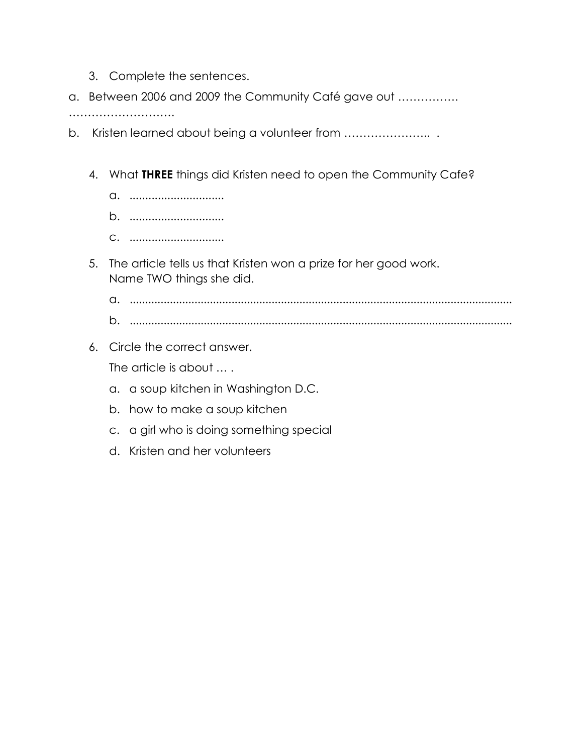3. Complete the sentences.

a. Between 2006 and 2009 the Community Café gave out …………… ……………………….

b. Kristen learned about being a volunteer from ………………….. .

4. What **THREE** things did Kristen need to open the Community Cafe?

   a. ..............................

   b. ..............................

   c. ..............................

5. The article tells us that Kristen won a prize for her good work. Name TWO things she did.

   a. ..........................................................................................................................

   b. ..........................................................................................................................

6. Circle the correct answer.

   The article is about … .

   a. a soup kitchen in Washington D.C.

   b. how to make a soup kitchen

   c. a girl who is doing something special

   d. Kristen and her volunteers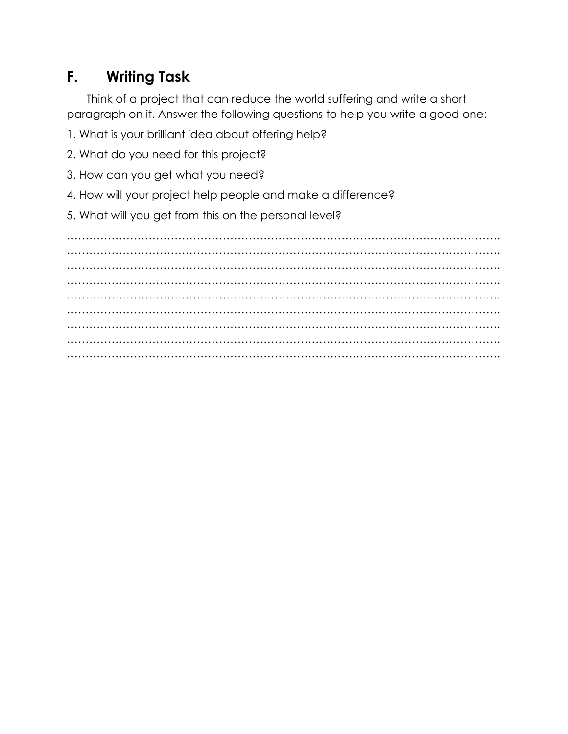## F. Writing Task

Think of a project that can reduce the world suffering and write a short paragraph on it. Answer the following questions to help you write a good one:

1. What is your brilliant idea about offering help?
2. What do you need for this project?
3. How can you get what you need?
4. How will your project help people and make a difference?
5. What will you get from this on the personal level?

…………………………………………………………………………………………………………
…………………………………………………………………………………………………………
…………………………………………………………………………………………………………
…………………………………………………………………………………………………………
…………………………………………………………………………………………………………
…………………………………………………………………………………………………………
…………………………………………………………………………………………………………
…………………………………………………………………………………………………………
…………………………………………………………………………………………………………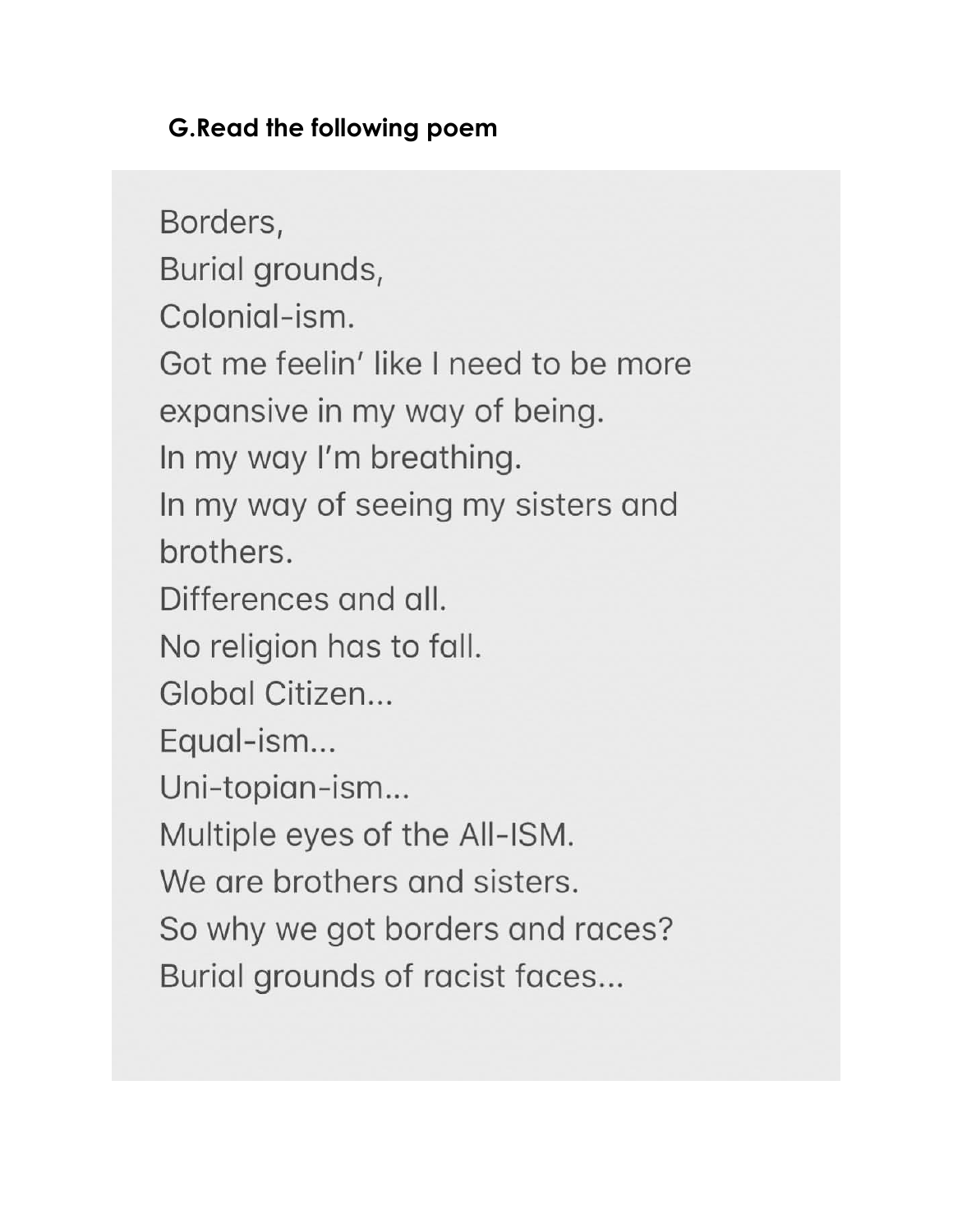**G.Read the following poem**

Borders,
Burial grounds,
Colonial-ism.
Got me feelin' like I need to be more
expansive in my way of being.
In my way I'm breathing.
In my way of seeing my sisters and
brothers.
Differences and all.
No religion has to fall.
Global Citizen...
Equal-ism...
Uni-topian-ism...
Multiple eyes of the All-ISM.
We are brothers and sisters.
So why we got borders and races?
Burial grounds of racist faces...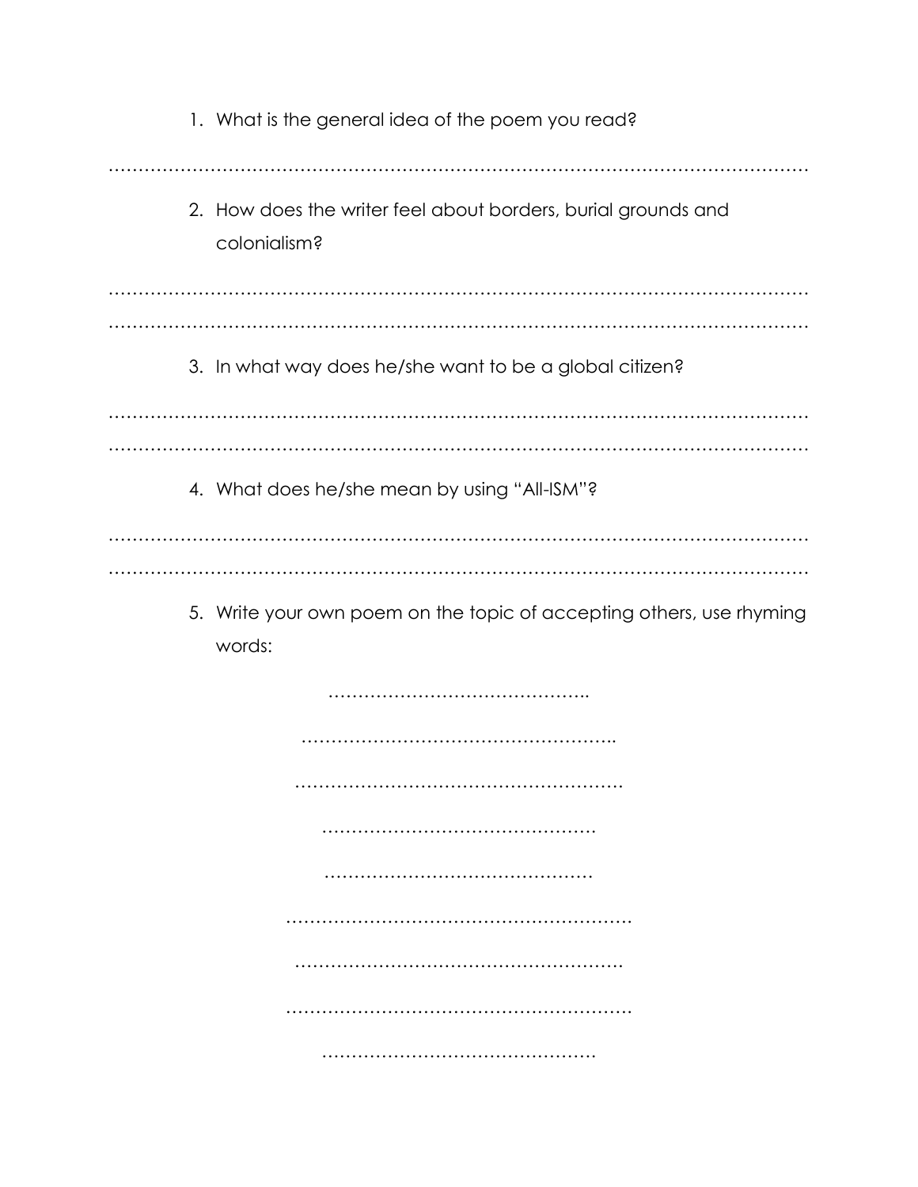1. What is the general idea of the poem you read?

………………………………………………………………………………………………………

2. How does the writer feel about borders, burial grounds and colonialism?

………………………………………………………………………………………………………

………………………………………………………………………………………………………

3. In what way does he/she want to be a global citizen?

………………………………………………………………………………………………………

………………………………………………………………………………………………………

4. What does he/she mean by using "All-ISM"?

………………………………………………………………………………………………………

………………………………………………………………………………………………………

5. Write your own poem on the topic of accepting others, use rhyming words:

……………………………………..

……………………………………………..

……………………………………………….

……………………………………….

………………………………………

…………………………………………………

……………………………………………….

…………………………………………………

……………………………………….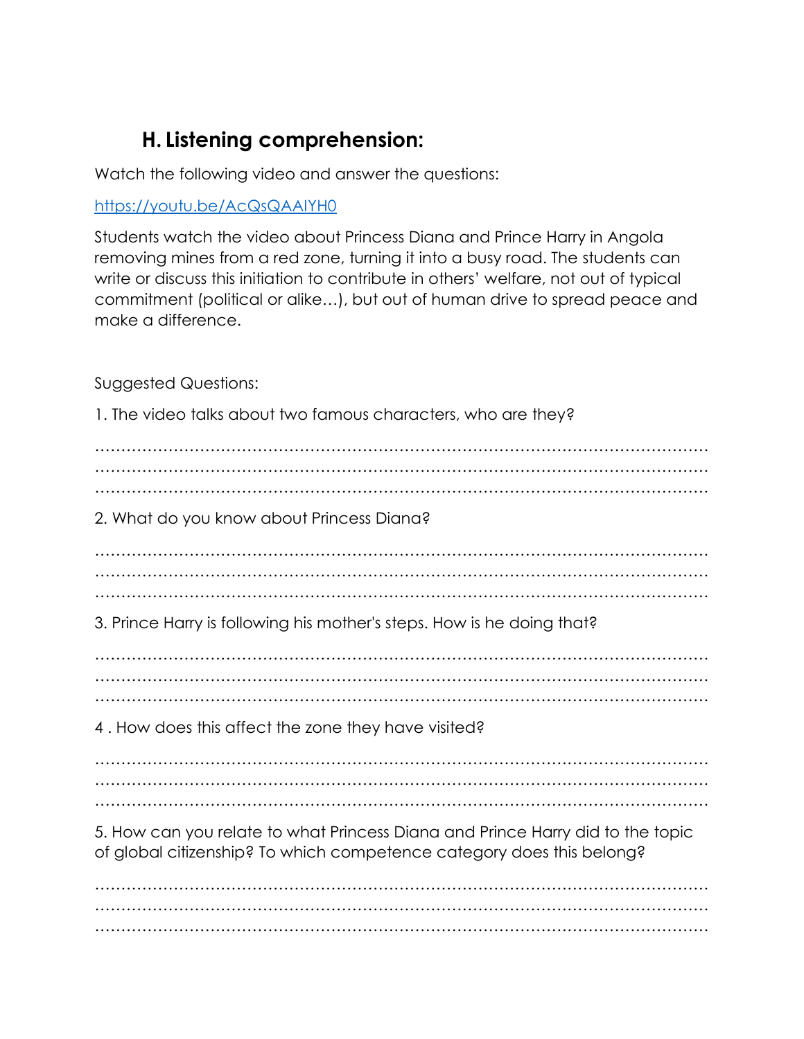## H. Listening comprehension:

Watch the following video and answer the questions:

https://youtu.be/AcQsQAAIYH0

Students watch the video about Princess Diana and Prince Harry in Angola removing mines from a red zone, turning it into a busy road. The students can write or discuss this initiation to contribute in others' welfare, not out of typical commitment (political or alike…), but out of human drive to spread peace and make a difference.

Suggested Questions:

1. The video talks about two famous characters, who are they?

…………………………………………………………………………………………………………
…………………………………………………………………………………………………………
…………………………………………………………………………………………………………

2. What do you know about Princess Diana?

…………………………………………………………………………………………………………
…………………………………………………………………………………………………………
…………………………………………………………………………………………………………

3. Prince Harry is following his mother's steps. How is he doing that?

…………………………………………………………………………………………………………
…………………………………………………………………………………………………………
…………………………………………………………………………………………………………

4 . How does this affect the zone they have visited?

…………………………………………………………………………………………………………
…………………………………………………………………………………………………………
…………………………………………………………………………………………………………

5. How can you relate to what Princess Diana and Prince Harry did to the topic of global citizenship? To which competence category does this belong?

…………………………………………………………………………………………………………
…………………………………………………………………………………………………………
…………………………………………………………………………………………………………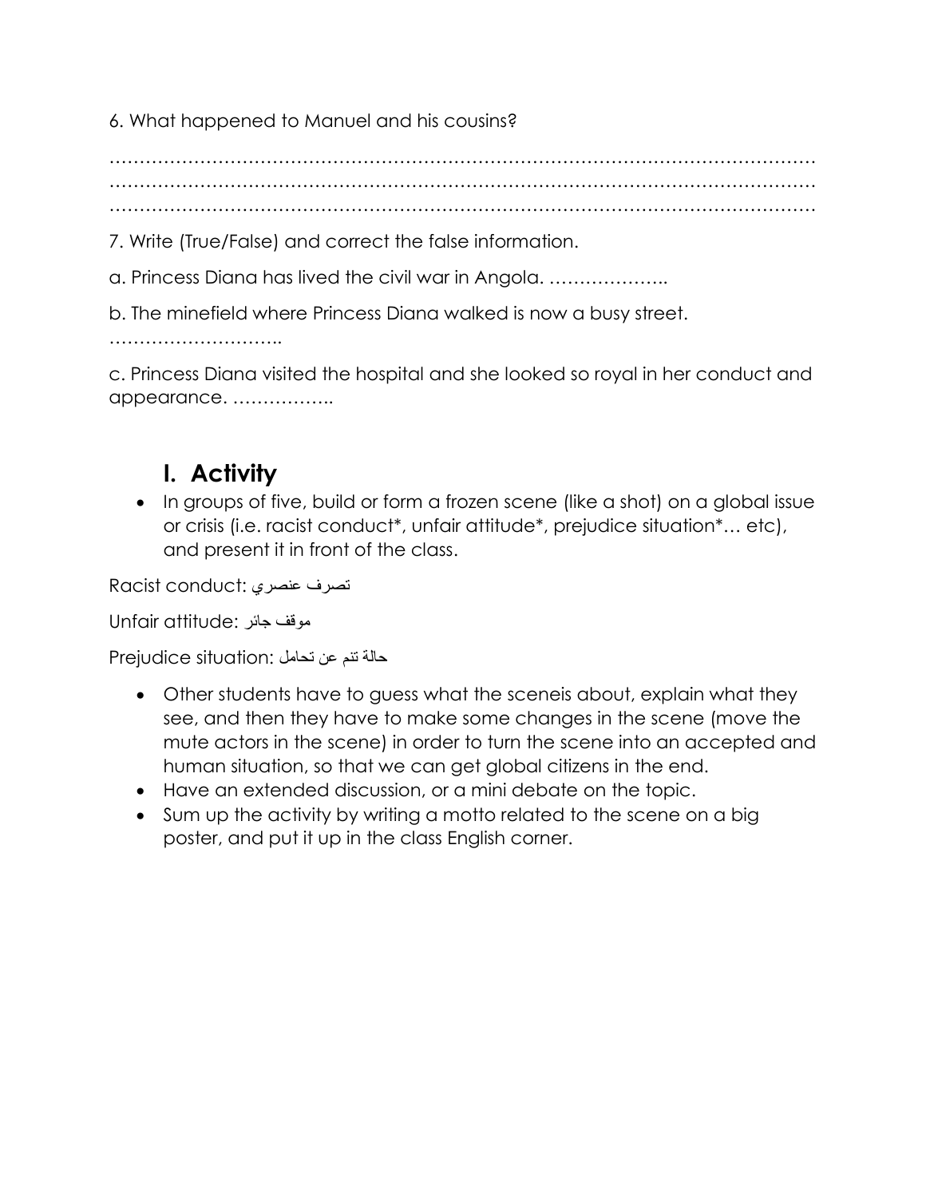6. What happened to Manuel and his cousins?

…………………………………………………………………………………………………………
…………………………………………………………………………………………………………
…………………………………………………………………………………………………………

7. Write (True/False) and correct the false information.

a. Princess Diana has lived the civil war in Angola. ………………..

b. The minefield where Princess Diana walked is now a busy street.
………………………..

c. Princess Diana visited the hospital and she looked so royal in her conduct and appearance. ……………..

## I. Activity

- In groups of five, build or form a frozen scene (like a shot) on a global issue or crisis (i.e. racist conduct*, unfair attitude*, prejudice situation*… etc), and present it in front of the class.

Racist conduct: تصرف عنصري

Unfair attitude: موقف جائر

Prejudice situation: حالة تنم عن تحامل

- Other students have to guess what the sceneis about, explain what they see, and then they have to make some changes in the scene (move the mute actors in the scene) in order to turn the scene into an accepted and human situation, so that we can get global citizens in the end.
- Have an extended discussion, or a mini debate on the topic.
- Sum up the activity by writing a motto related to the scene on a big poster, and put it up in the class English corner.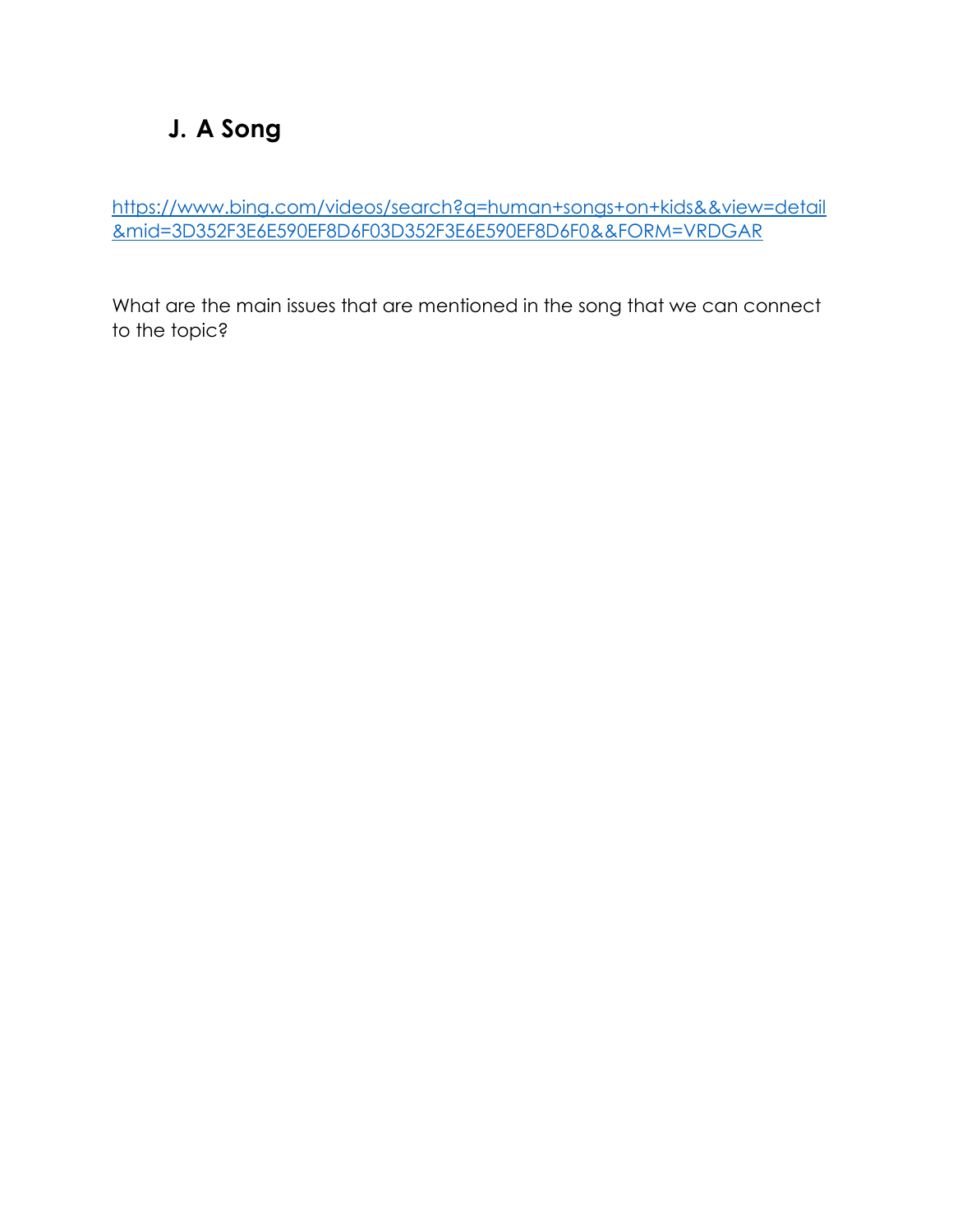## J. A Song

https://www.bing.com/videos/search?q=human+songs+on+kids&&view=detail&mid=3D352F3E6E590EF8D6F03D352F3E6E590EF8D6F0&&FORM=VRDGAR

What are the main issues that are mentioned in the song that we can connect to the topic?